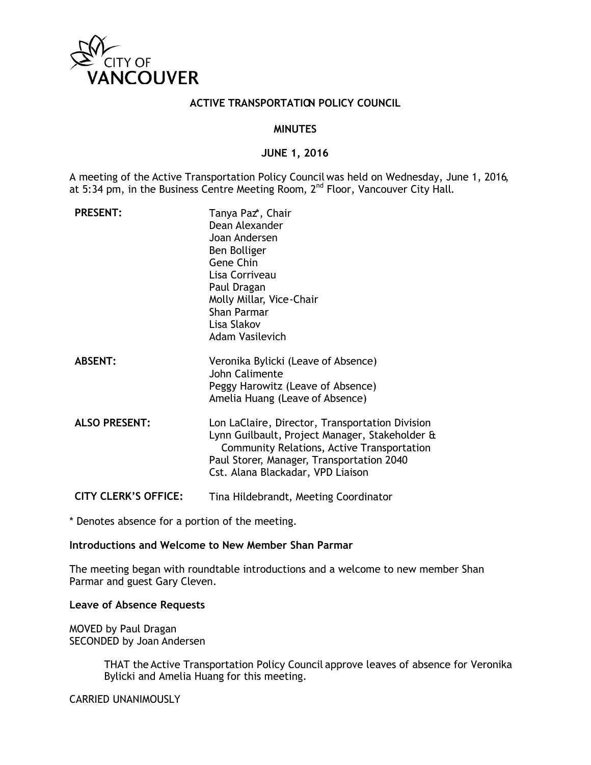CITY OF VANCOUVER

# ACTIVE TRANSPORTATION POLICY COUNCIL

## MINUTES

## JUNE 1, 2016

A meeting of the Active Transportation Policy Council was held on Wednesday, June 1, 2016, at 5:34 pm, in the Business Centre Meeting Room, 2nd Floor, Vancouver City Hall.

| | |
|---|---|
| **PRESENT:** | Tanya Paz*, Chair<br>Dean Alexander<br>Joan Andersen<br>Ben Bolliger<br>Gene Chin<br>Lisa Corriveau<br>Paul Dragan<br>Molly Millar, Vice-Chair<br>Shan Parmar<br>Lisa Slakov<br>Adam Vasilevich |
| **ABSENT:** | Veronika Bylicki (Leave of Absence)<br>John Calimente<br>Peggy Harowitz (Leave of Absence)<br>Amelia Huang (Leave of Absence) |
| **ALSO PRESENT:** | Lon LaClaire, Director, Transportation Division<br>Lynn Guilbault, Project Manager, Stakeholder & Community Relations, Active Transportation<br>Paul Storer, Manager, Transportation 2040<br>Cst. Alana Blackadar, VPD Liaison |
| **CITY CLERK'S OFFICE:** | Tina Hildebrandt, Meeting Coordinator |

* Denotes absence for a portion of the meeting.

**Introductions and Welcome to New Member Shan Parmar**

The meeting began with roundtable introductions and a welcome to new member Shan Parmar and guest Gary Cleven.

**Leave of Absence Requests**

MOVED by Paul Dragan
SECONDED by Joan Andersen

> THAT the Active Transportation Policy Council approve leaves of absence for Veronika Bylicki and Amelia Huang for this meeting.

CARRIED UNANIMOUSLY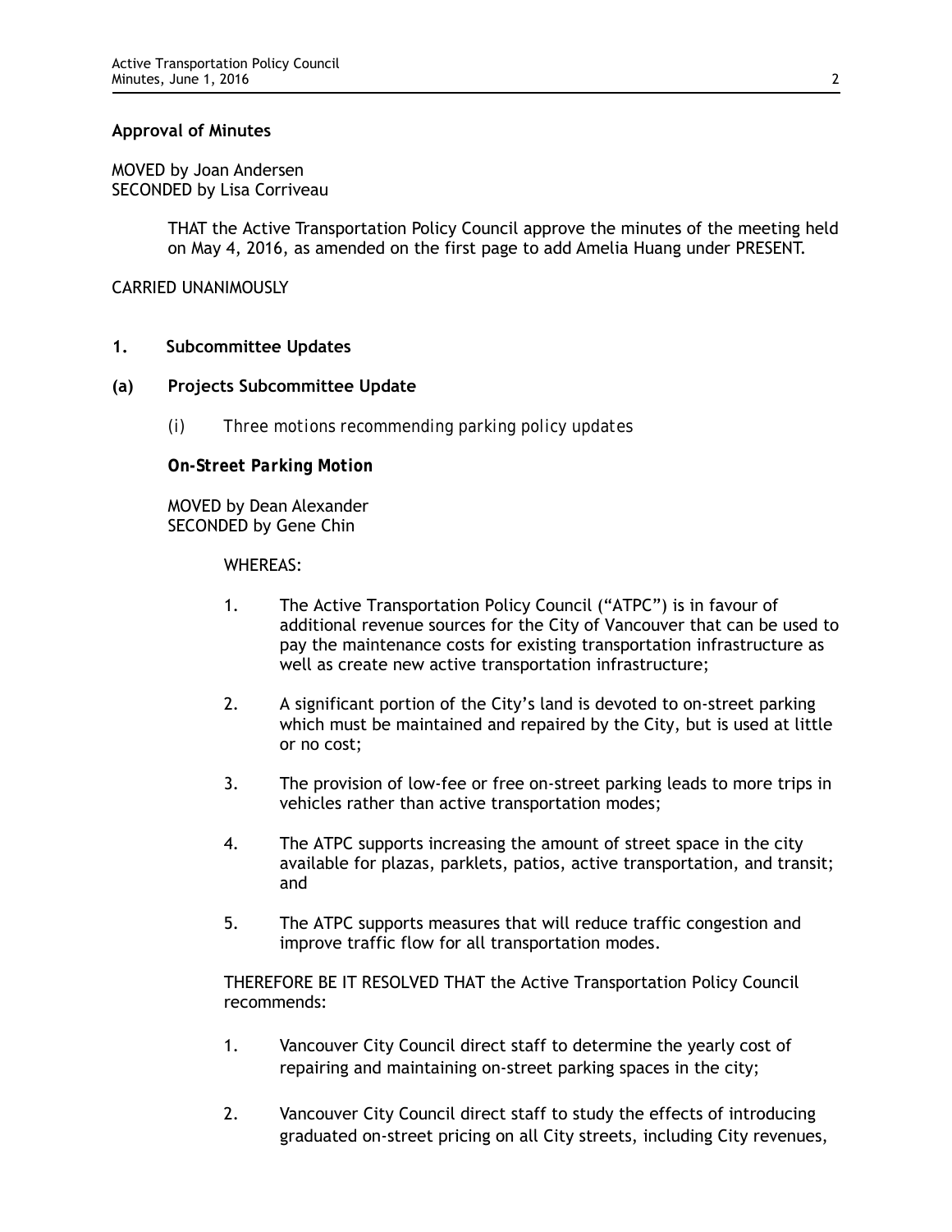**Approval of Minutes**

MOVED by Joan Andersen
SECONDED by Lisa Corriveau

> THAT the Active Transportation Policy Council approve the minutes of the meeting held on May 4, 2016, as amended on the first page to add Amelia Huang under PRESENT.

CARRIED UNANIMOUSLY

**1. Subcommittee Updates**

**(a) Projects Subcommittee Update**

(i) *Three motions recommending parking policy updates*

***On-Street Parking Motion***

MOVED by Dean Alexander
SECONDED by Gene Chin

WHEREAS:

1. The Active Transportation Policy Council ("ATPC") is in favour of additional revenue sources for the City of Vancouver that can be used to pay the maintenance costs for existing transportation infrastructure as well as create new active transportation infrastructure;

2. A significant portion of the City's land is devoted to on-street parking which must be maintained and repaired by the City, but is used at little or no cost;

3. The provision of low-fee or free on-street parking leads to more trips in vehicles rather than active transportation modes;

4. The ATPC supports increasing the amount of street space in the city available for plazas, parklets, patios, active transportation, and transit; and

5. The ATPC supports measures that will reduce traffic congestion and improve traffic flow for all transportation modes.

THEREFORE BE IT RESOLVED THAT the Active Transportation Policy Council recommends:

1. Vancouver City Council direct staff to determine the yearly cost of repairing and maintaining on-street parking spaces in the city;

2. Vancouver City Council direct staff to study the effects of introducing graduated on-street pricing on all City streets, including City revenues,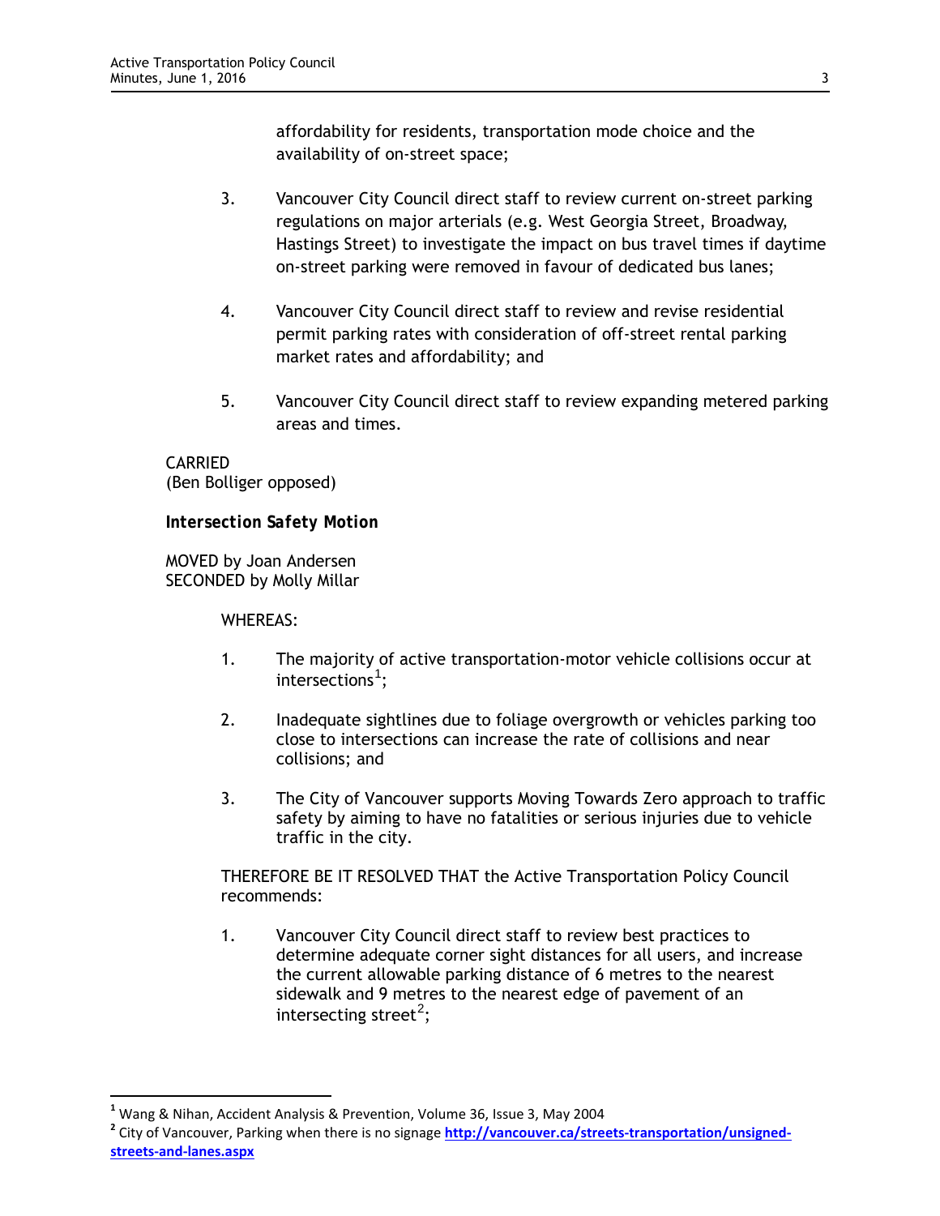affordability for residents, transportation mode choice and the availability of on-street space;

3. Vancouver City Council direct staff to review current on-street parking regulations on major arterials (e.g. West Georgia Street, Broadway, Hastings Street) to investigate the impact on bus travel times if daytime on-street parking were removed in favour of dedicated bus lanes;

4. Vancouver City Council direct staff to review and revise residential permit parking rates with consideration of off-street rental parking market rates and affordability; and

5. Vancouver City Council direct staff to review expanding metered parking areas and times.

CARRIED
(Ben Bolliger opposed)

***Intersection Safety Motion***

MOVED by Joan Andersen
SECONDED by Molly Millar

WHEREAS:

1. The majority of active transportation-motor vehicle collisions occur at intersections[1];

2. Inadequate sightlines due to foliage overgrowth or vehicles parking too close to intersections can increase the rate of collisions and near collisions; and

3. The City of Vancouver supports Moving Towards Zero approach to traffic safety by aiming to have no fatalities or serious injuries due to vehicle traffic in the city.

THEREFORE BE IT RESOLVED THAT the Active Transportation Policy Council recommends:

1. Vancouver City Council direct staff to review best practices to determine adequate corner sight distances for all users, and increase the current allowable parking distance of 6 metres to the nearest sidewalk and 9 metres to the nearest edge of pavement of an intersecting street[2];

---

[1] Wang & Nihan, Accident Analysis & Prevention, Volume 36, Issue 3, May 2004

[2] City of Vancouver, Parking when there is no signage **http://vancouver.ca/streets-transportation/unsigned-streets-and-lanes.aspx**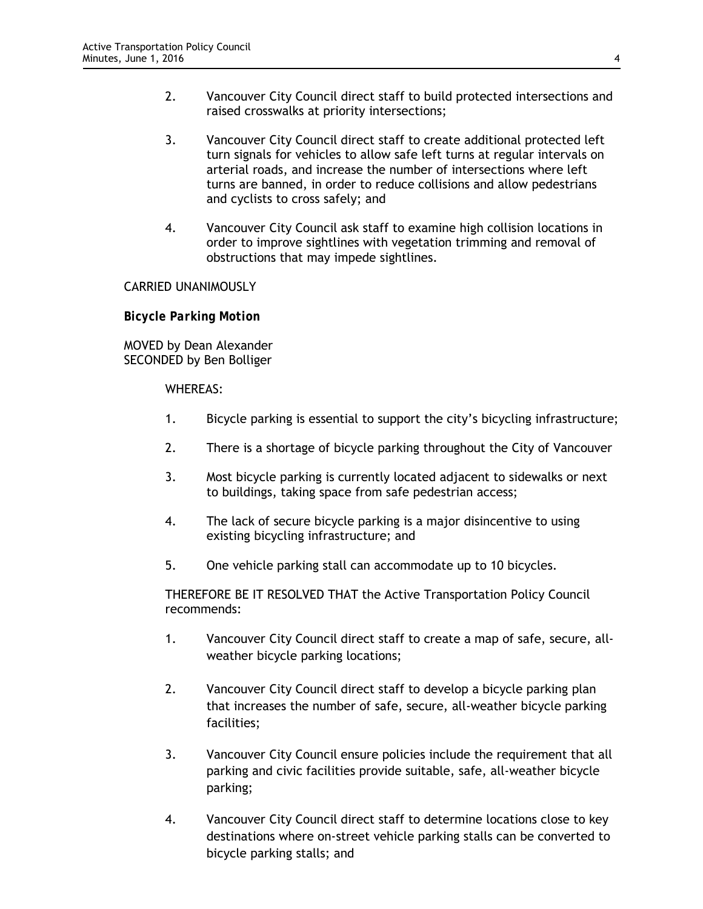2. Vancouver City Council direct staff to build protected intersections and raised crosswalks at priority intersections;

3. Vancouver City Council direct staff to create additional protected left turn signals for vehicles to allow safe left turns at regular intervals on arterial roads, and increase the number of intersections where left turns are banned, in order to reduce collisions and allow pedestrians and cyclists to cross safely; and

4. Vancouver City Council ask staff to examine high collision locations in order to improve sightlines with vegetation trimming and removal of obstructions that may impede sightlines.

CARRIED UNANIMOUSLY

***Bicycle Parking Motion***

MOVED by Dean Alexander
SECONDED by Ben Bolliger

WHEREAS:

1. Bicycle parking is essential to support the city's bicycling infrastructure;

2. There is a shortage of bicycle parking throughout the City of Vancouver

3. Most bicycle parking is currently located adjacent to sidewalks or next to buildings, taking space from safe pedestrian access;

4. The lack of secure bicycle parking is a major disincentive to using existing bicycling infrastructure; and

5. One vehicle parking stall can accommodate up to 10 bicycles.

THEREFORE BE IT RESOLVED THAT the Active Transportation Policy Council recommends:

1. Vancouver City Council direct staff to create a map of safe, secure, all-weather bicycle parking locations;

2. Vancouver City Council direct staff to develop a bicycle parking plan that increases the number of safe, secure, all-weather bicycle parking facilities;

3. Vancouver City Council ensure policies include the requirement that all parking and civic facilities provide suitable, safe, all-weather bicycle parking;

4. Vancouver City Council direct staff to determine locations close to key destinations where on-street vehicle parking stalls can be converted to bicycle parking stalls; and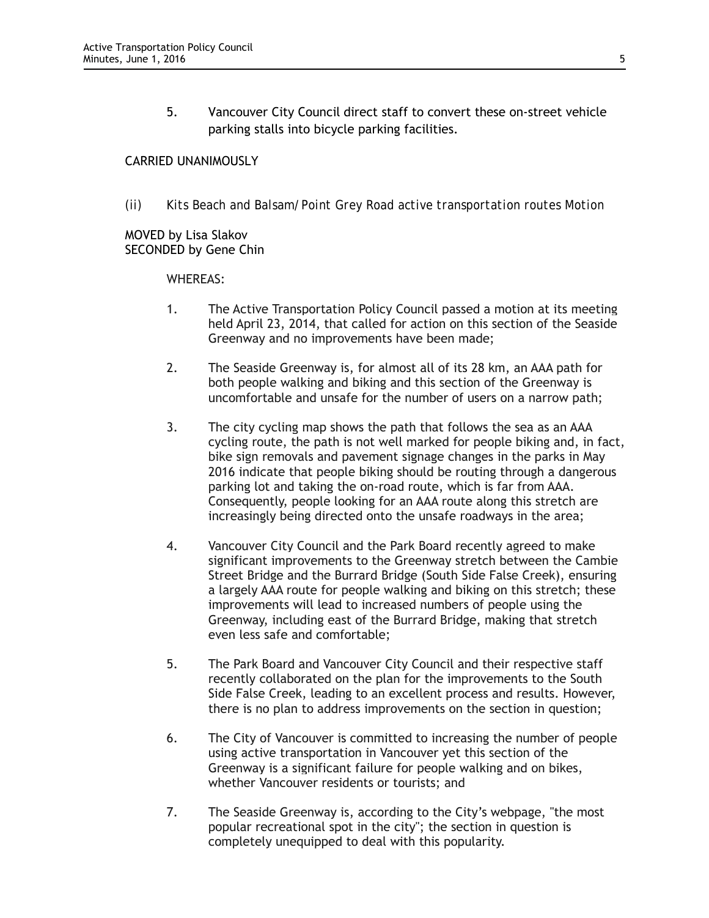5. Vancouver City Council direct staff to convert these on-street vehicle parking stalls into bicycle parking facilities.

CARRIED UNANIMOUSLY

*(ii) Kits Beach and Balsam/Point Grey Road active transportation routes Motion*

MOVED by Lisa Slakov
SECONDED by Gene Chin

WHEREAS:

1. The Active Transportation Policy Council passed a motion at its meeting held April 23, 2014, that called for action on this section of the Seaside Greenway and no improvements have been made;

2. The Seaside Greenway is, for almost all of its 28 km, an AAA path for both people walking and biking and this section of the Greenway is uncomfortable and unsafe for the number of users on a narrow path;

3. The city cycling map shows the path that follows the sea as an AAA cycling route, the path is not well marked for people biking and, in fact, bike sign removals and pavement signage changes in the parks in May 2016 indicate that people biking should be routing through a dangerous parking lot and taking the on-road route, which is far from AAA. Consequently, people looking for an AAA route along this stretch are increasingly being directed onto the unsafe roadways in the area;

4. Vancouver City Council and the Park Board recently agreed to make significant improvements to the Greenway stretch between the Cambie Street Bridge and the Burrard Bridge (South Side False Creek), ensuring a largely AAA route for people walking and biking on this stretch; these improvements will lead to increased numbers of people using the Greenway, including east of the Burrard Bridge, making that stretch even less safe and comfortable;

5. The Park Board and Vancouver City Council and their respective staff recently collaborated on the plan for the improvements to the South Side False Creek, leading to an excellent process and results. However, there is no plan to address improvements on the section in question;

6. The City of Vancouver is committed to increasing the number of people using active transportation in Vancouver yet this section of the Greenway is a significant failure for people walking and on bikes, whether Vancouver residents or tourists; and

7. The Seaside Greenway is, according to the City's webpage, "the most popular recreational spot in the city"; the section in question is completely unequipped to deal with this popularity.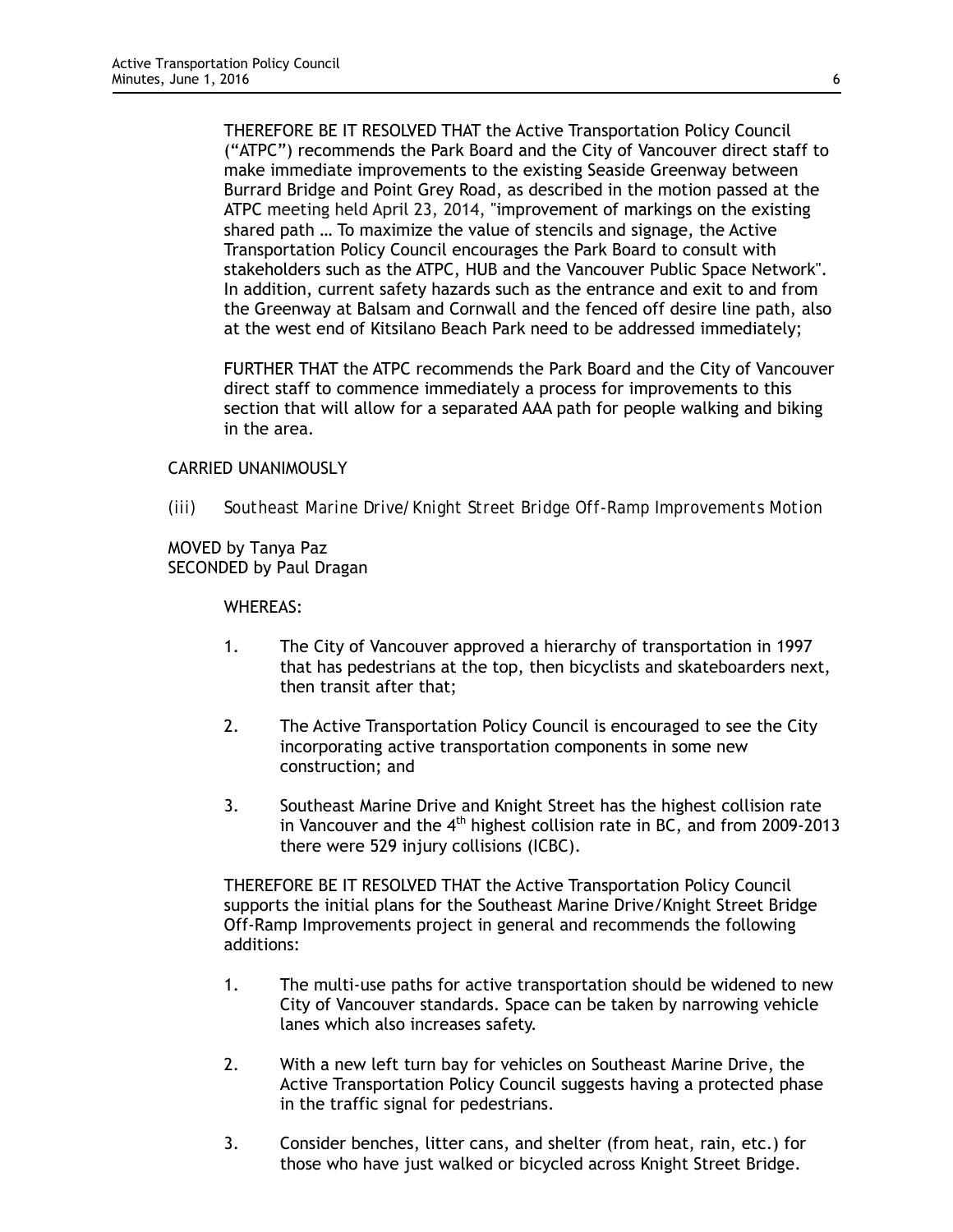THEREFORE BE IT RESOLVED THAT the Active Transportation Policy Council ("ATPC") recommends the Park Board and the City of Vancouver direct staff to make immediate improvements to the existing Seaside Greenway between Burrard Bridge and Point Grey Road, as described in the motion passed at the ATPC meeting held April 23, 2014, "improvement of markings on the existing shared path … To maximize the value of stencils and signage, the Active Transportation Policy Council encourages the Park Board to consult with stakeholders such as the ATPC, HUB and the Vancouver Public Space Network". In addition, current safety hazards such as the entrance and exit to and from the Greenway at Balsam and Cornwall and the fenced off desire line path, also at the west end of Kitsilano Beach Park need to be addressed immediately;

FURTHER THAT the ATPC recommends the Park Board and the City of Vancouver direct staff to commence immediately a process for improvements to this section that will allow for a separated AAA path for people walking and biking in the area.

CARRIED UNANIMOUSLY

(iii) *Southeast Marine Drive/Knight Street Bridge Off-Ramp Improvements Motion*

MOVED by Tanya Paz
SECONDED by Paul Dragan

WHEREAS:

1. The City of Vancouver approved a hierarchy of transportation in 1997 that has pedestrians at the top, then bicyclists and skateboarders next, then transit after that;

2. The Active Transportation Policy Council is encouraged to see the City incorporating active transportation components in some new construction; and

3. Southeast Marine Drive and Knight Street has the highest collision rate in Vancouver and the 4th highest collision rate in BC, and from 2009-2013 there were 529 injury collisions (ICBC).

THEREFORE BE IT RESOLVED THAT the Active Transportation Policy Council supports the initial plans for the Southeast Marine Drive/Knight Street Bridge Off-Ramp Improvements project in general and recommends the following additions:

1. The multi-use paths for active transportation should be widened to new City of Vancouver standards. Space can be taken by narrowing vehicle lanes which also increases safety.

2. With a new left turn bay for vehicles on Southeast Marine Drive, the Active Transportation Policy Council suggests having a protected phase in the traffic signal for pedestrians.

3. Consider benches, litter cans, and shelter (from heat, rain, etc.) for those who have just walked or bicycled across Knight Street Bridge.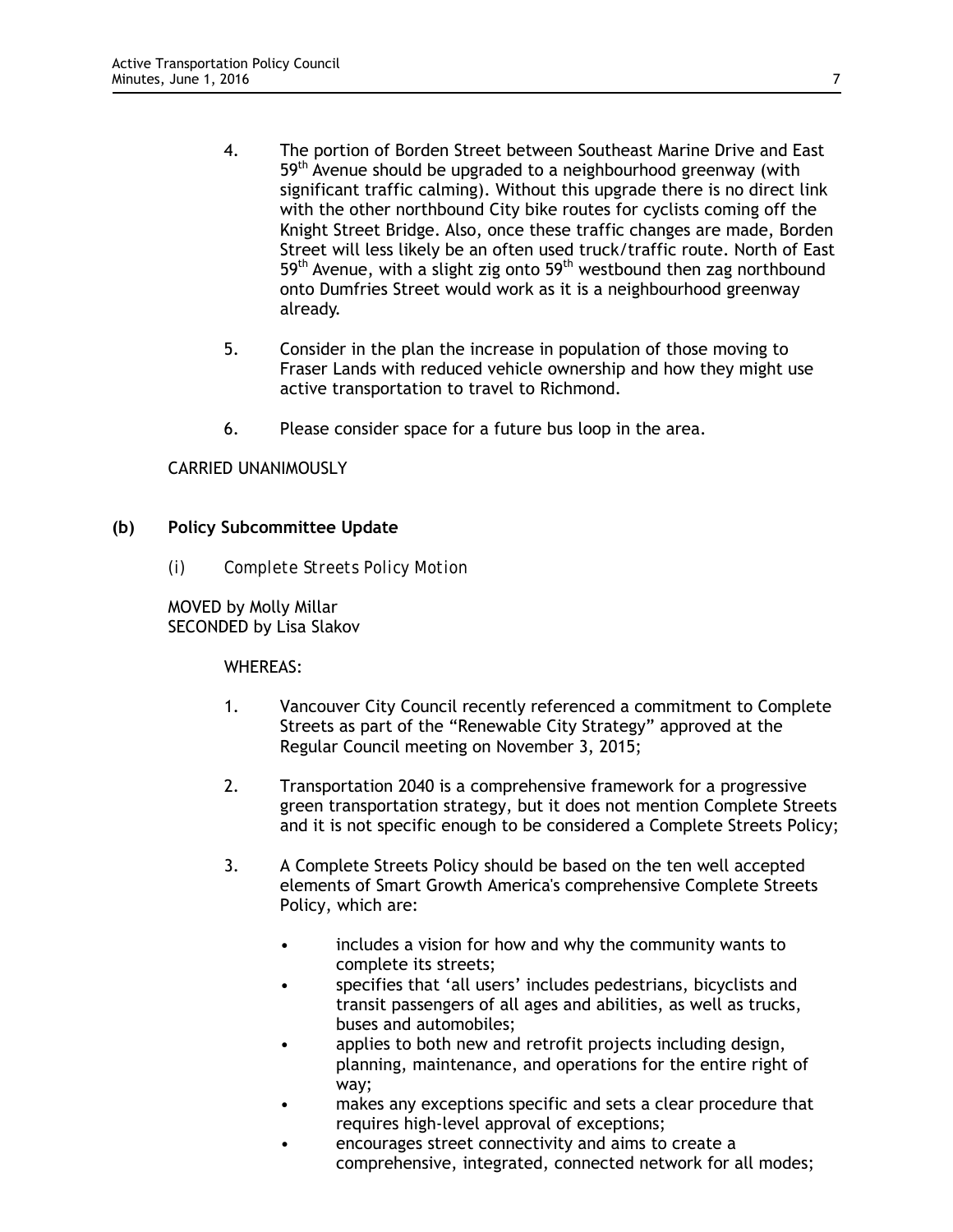4. The portion of Borden Street between Southeast Marine Drive and East 59th Avenue should be upgraded to a neighbourhood greenway (with significant traffic calming). Without this upgrade there is no direct link with the other northbound City bike routes for cyclists coming off the Knight Street Bridge. Also, once these traffic changes are made, Borden Street will less likely be an often used truck/traffic route. North of East 59th Avenue, with a slight zig onto 59th westbound then zag northbound onto Dumfries Street would work as it is a neighbourhood greenway already.

5. Consider in the plan the increase in population of those moving to Fraser Lands with reduced vehicle ownership and how they might use active transportation to travel to Richmond.

6. Please consider space for a future bus loop in the area.

CARRIED UNANIMOUSLY

**(b) Policy Subcommittee Update**

*(i) Complete Streets Policy Motion*

MOVED by Molly Millar
SECONDED by Lisa Slakov

WHEREAS:

1. Vancouver City Council recently referenced a commitment to Complete Streets as part of the "Renewable City Strategy" approved at the Regular Council meeting on November 3, 2015;

2. Transportation 2040 is a comprehensive framework for a progressive green transportation strategy, but it does not mention Complete Streets and it is not specific enough to be considered a Complete Streets Policy;

3. A Complete Streets Policy should be based on the ten well accepted elements of Smart Growth America's comprehensive Complete Streets Policy, which are:

   - includes a vision for how and why the community wants to complete its streets;
   - specifies that 'all users' includes pedestrians, bicyclists and transit passengers of all ages and abilities, as well as trucks, buses and automobiles;
   - applies to both new and retrofit projects including design, planning, maintenance, and operations for the entire right of way;
   - makes any exceptions specific and sets a clear procedure that requires high-level approval of exceptions;
   - encourages street connectivity and aims to create a comprehensive, integrated, connected network for all modes;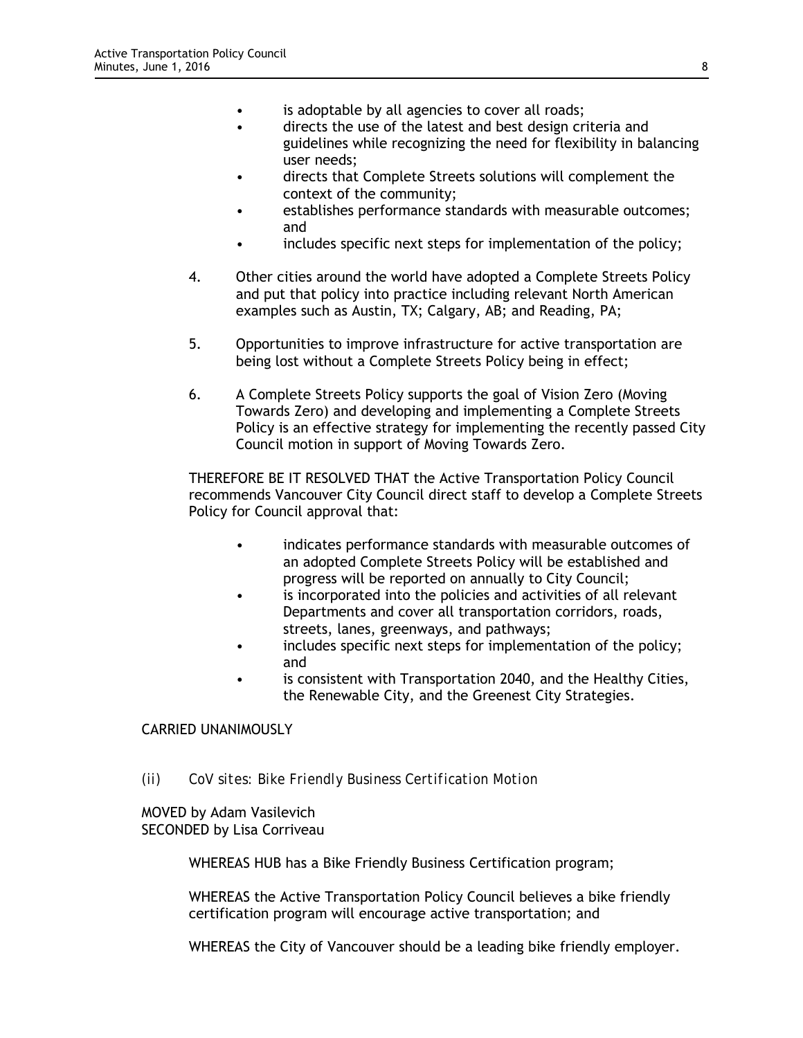- is adoptable by all agencies to cover all roads;
- directs the use of the latest and best design criteria and guidelines while recognizing the need for flexibility in balancing user needs;
- directs that Complete Streets solutions will complement the context of the community;
- establishes performance standards with measurable outcomes; and
- includes specific next steps for implementation of the policy;

4. Other cities around the world have adopted a Complete Streets Policy and put that policy into practice including relevant North American examples such as Austin, TX; Calgary, AB; and Reading, PA;

5. Opportunities to improve infrastructure for active transportation are being lost without a Complete Streets Policy being in effect;

6. A Complete Streets Policy supports the goal of Vision Zero (Moving Towards Zero) and developing and implementing a Complete Streets Policy is an effective strategy for implementing the recently passed City Council motion in support of Moving Towards Zero.

THEREFORE BE IT RESOLVED THAT the Active Transportation Policy Council recommends Vancouver City Council direct staff to develop a Complete Streets Policy for Council approval that:

- indicates performance standards with measurable outcomes of an adopted Complete Streets Policy will be established and progress will be reported on annually to City Council;
- is incorporated into the policies and activities of all relevant Departments and cover all transportation corridors, roads, streets, lanes, greenways, and pathways;
- includes specific next steps for implementation of the policy; and
- is consistent with Transportation 2040, and the Healthy Cities, the Renewable City, and the Greenest City Strategies.

CARRIED UNANIMOUSLY

*(ii) CoV sites: Bike Friendly Business Certification Motion*

MOVED by Adam Vasilevich
SECONDED by Lisa Corriveau

WHEREAS HUB has a Bike Friendly Business Certification program;

WHEREAS the Active Transportation Policy Council believes a bike friendly certification program will encourage active transportation; and

WHEREAS the City of Vancouver should be a leading bike friendly employer.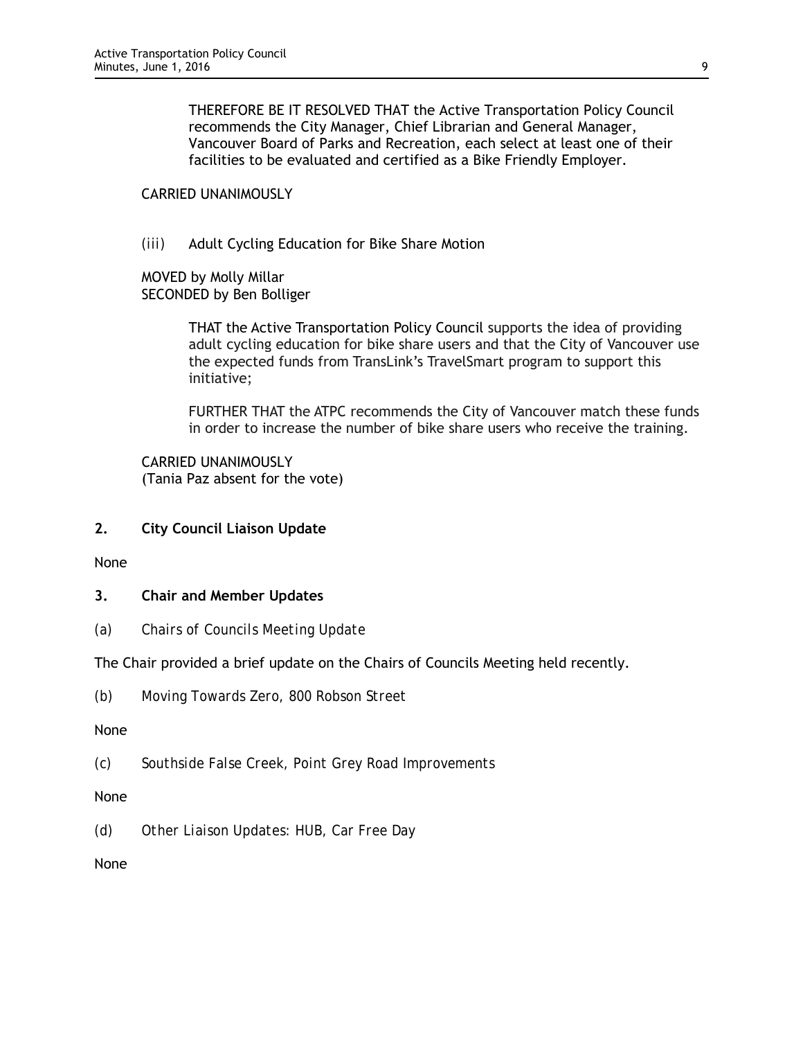THEREFORE BE IT RESOLVED THAT the Active Transportation Policy Council recommends the City Manager, Chief Librarian and General Manager, Vancouver Board of Parks and Recreation, each select at least one of their facilities to be evaluated and certified as a Bike Friendly Employer.

CARRIED UNANIMOUSLY

(iii) Adult Cycling Education for Bike Share Motion

MOVED by Molly Millar
SECONDED by Ben Bolliger

THAT the Active Transportation Policy Council supports the idea of providing adult cycling education for bike share users and that the City of Vancouver use the expected funds from TransLink's TravelSmart program to support this initiative;

FURTHER THAT the ATPC recommends the City of Vancouver match these funds in order to increase the number of bike share users who receive the training.

CARRIED UNANIMOUSLY
(Tania Paz absent for the vote)

## 2. City Council Liaison Update

None

## 3. Chair and Member Updates

*(a) Chairs of Councils Meeting Update*

The Chair provided a brief update on the Chairs of Councils Meeting held recently.

*(b) Moving Towards Zero, 800 Robson Street*

None

*(c) Southside False Creek, Point Grey Road Improvements*

None

*(d) Other Liaison Updates: HUB, Car Free Day*

None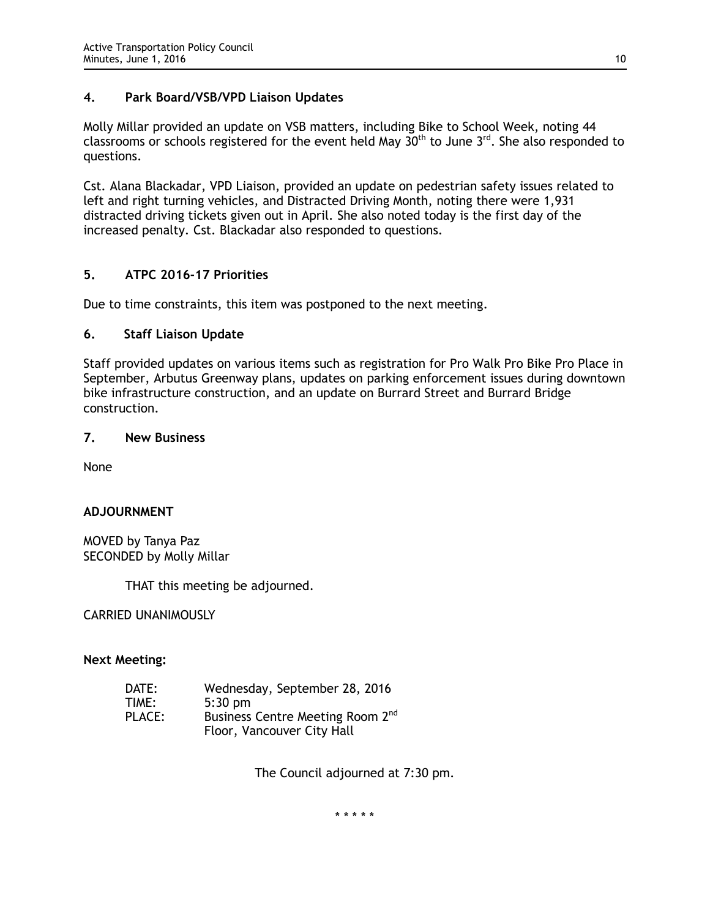## 4. Park Board/VSB/VPD Liaison Updates

Molly Millar provided an update on VSB matters, including Bike to School Week, noting 44 classrooms or schools registered for the event held May 30th to June 3rd. She also responded to questions.

Cst. Alana Blackadar, VPD Liaison, provided an update on pedestrian safety issues related to left and right turning vehicles, and Distracted Driving Month, noting there were 1,931 distracted driving tickets given out in April. She also noted today is the first day of the increased penalty. Cst. Blackadar also responded to questions.

## 5. ATPC 2016-17 Priorities

Due to time constraints, this item was postponed to the next meeting.

## 6. Staff Liaison Update

Staff provided updates on various items such as registration for Pro Walk Pro Bike Pro Place in September, Arbutus Greenway plans, updates on parking enforcement issues during downtown bike infrastructure construction, and an update on Burrard Street and Burrard Bridge construction.

## 7. New Business

None

## ADJOURNMENT

MOVED by Tanya Paz
SECONDED by Molly Millar

THAT this meeting be adjourned.

CARRIED UNANIMOUSLY

**Next Meeting:**

| | |
|---|---|
| DATE: | Wednesday, September 28, 2016 |
| TIME: | 5:30 pm |
| PLACE: | Business Centre Meeting Room 2nd Floor, Vancouver City Hall |

The Council adjourned at 7:30 pm.

\* \* \* \* \*